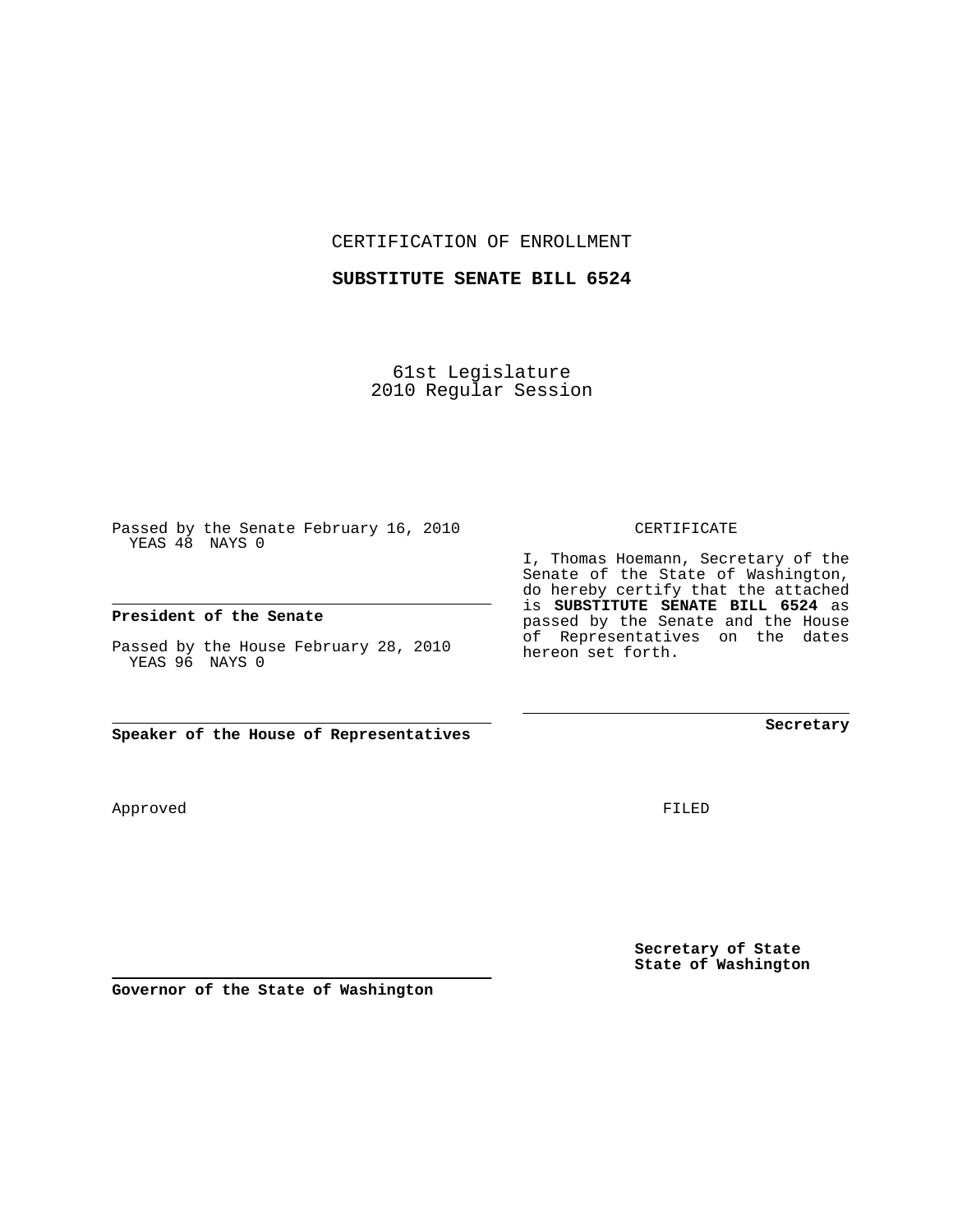CERTIFICATION OF ENROLLMENT

**SUBSTITUTE SENATE BILL 6524**

61st Legislature
2010 Regular Session

Passed by the Senate February 16, 2010
YEAS 48 NAYS 0

**President of the Senate**

Passed by the House February 28, 2010
YEAS 96 NAYS 0

**Speaker of the House of Representatives**

CERTIFICATE

I, Thomas Hoemann, Secretary of the Senate of the State of Washington, do hereby certify that the attached is **SUBSTITUTE SENATE BILL 6524** as passed by the Senate and the House of Representatives on the dates hereon set forth.

**Secretary**

Approved

FILED

**Governor of the State of Washington**

**Secretary of State**
**State of Washington**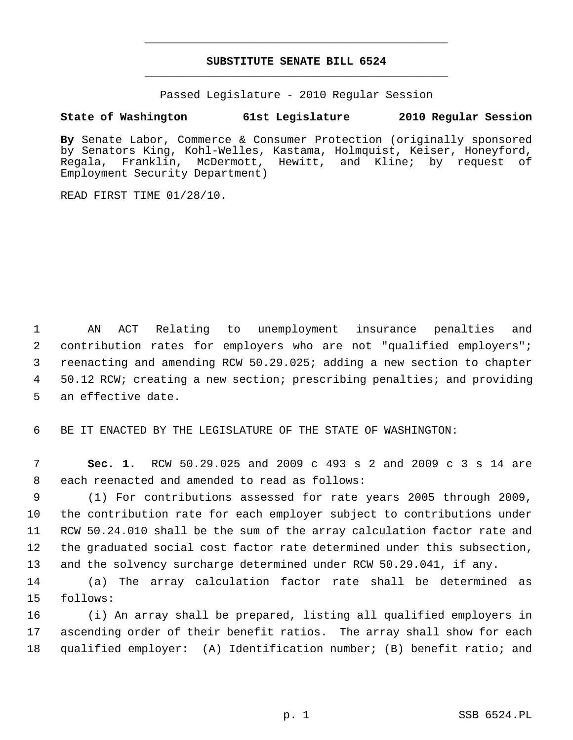**SUBSTITUTE SENATE BILL 6524**

Passed Legislature - 2010 Regular Session

**State of Washington 61st Legislature 2010 Regular Session**

**By** Senate Labor, Commerce & Consumer Protection (originally sponsored by Senators King, Kohl-Welles, Kastama, Holmquist, Keiser, Honeyford, Regala, Franklin, McDermott, Hewitt, and Kline; by request of Employment Security Department)

READ FIRST TIME 01/28/10.

AN ACT Relating to unemployment insurance penalties and contribution rates for employers who are not "qualified employers"; reenacting and amending RCW 50.29.025; adding a new section to chapter 50.12 RCW; creating a new section; prescribing penalties; and providing an effective date.

BE IT ENACTED BY THE LEGISLATURE OF THE STATE OF WASHINGTON:

**Sec. 1.** RCW 50.29.025 and 2009 c 493 s 2 and 2009 c 3 s 14 are each reenacted and amended to read as follows:

(1) For contributions assessed for rate years 2005 through 2009, the contribution rate for each employer subject to contributions under RCW 50.24.010 shall be the sum of the array calculation factor rate and the graduated social cost factor rate determined under this subsection, and the solvency surcharge determined under RCW 50.29.041, if any.

(a) The array calculation factor rate shall be determined as follows:

(i) An array shall be prepared, listing all qualified employers in ascending order of their benefit ratios. The array shall show for each qualified employer: (A) Identification number; (B) benefit ratio; and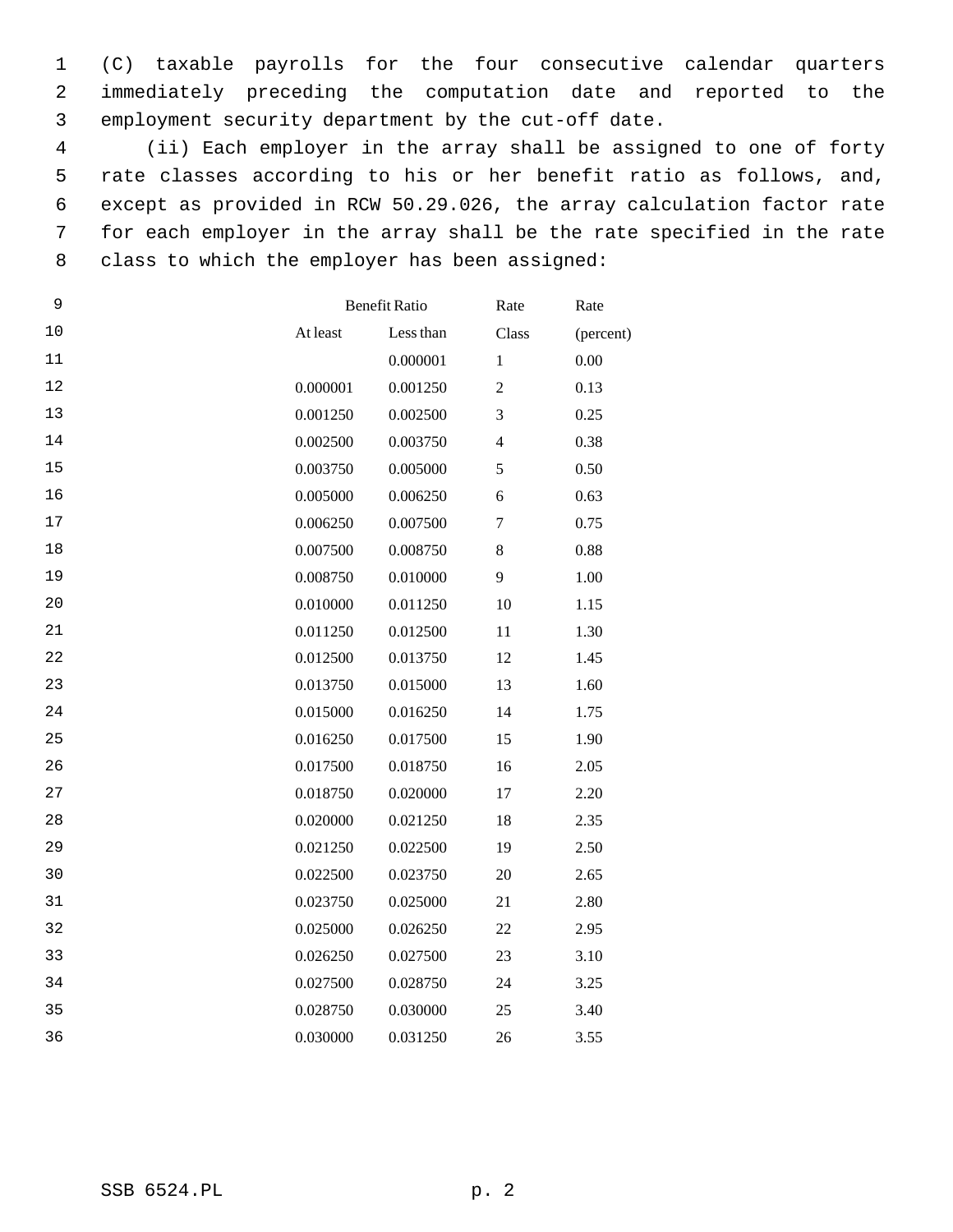(C) taxable payrolls for the four consecutive calendar quarters immediately preceding the computation date and reported to the employment security department by the cut-off date.

(ii) Each employer in the array shall be assigned to one of forty rate classes according to his or her benefit ratio as follows, and, except as provided in RCW 50.29.026, the array calculation factor rate for each employer in the array shall be the rate specified in the rate class to which the employer has been assigned:

| Benefit Ratio | | Rate | Rate |
|---|---|---|---|
| At least | Less than | Class | (percent) |
| | 0.000001 | 1 | 0.00 |
| 0.000001 | 0.001250 | 2 | 0.13 |
| 0.001250 | 0.002500 | 3 | 0.25 |
| 0.002500 | 0.003750 | 4 | 0.38 |
| 0.003750 | 0.005000 | 5 | 0.50 |
| 0.005000 | 0.006250 | 6 | 0.63 |
| 0.006250 | 0.007500 | 7 | 0.75 |
| 0.007500 | 0.008750 | 8 | 0.88 |
| 0.008750 | 0.010000 | 9 | 1.00 |
| 0.010000 | 0.011250 | 10 | 1.15 |
| 0.011250 | 0.012500 | 11 | 1.30 |
| 0.012500 | 0.013750 | 12 | 1.45 |
| 0.013750 | 0.015000 | 13 | 1.60 |
| 0.015000 | 0.016250 | 14 | 1.75 |
| 0.016250 | 0.017500 | 15 | 1.90 |
| 0.017500 | 0.018750 | 16 | 2.05 |
| 0.018750 | 0.020000 | 17 | 2.20 |
| 0.020000 | 0.021250 | 18 | 2.35 |
| 0.021250 | 0.022500 | 19 | 2.50 |
| 0.022500 | 0.023750 | 20 | 2.65 |
| 0.023750 | 0.025000 | 21 | 2.80 |
| 0.025000 | 0.026250 | 22 | 2.95 |
| 0.026250 | 0.027500 | 23 | 3.10 |
| 0.027500 | 0.028750 | 24 | 3.25 |
| 0.028750 | 0.030000 | 25 | 3.40 |
| 0.030000 | 0.031250 | 26 | 3.55 |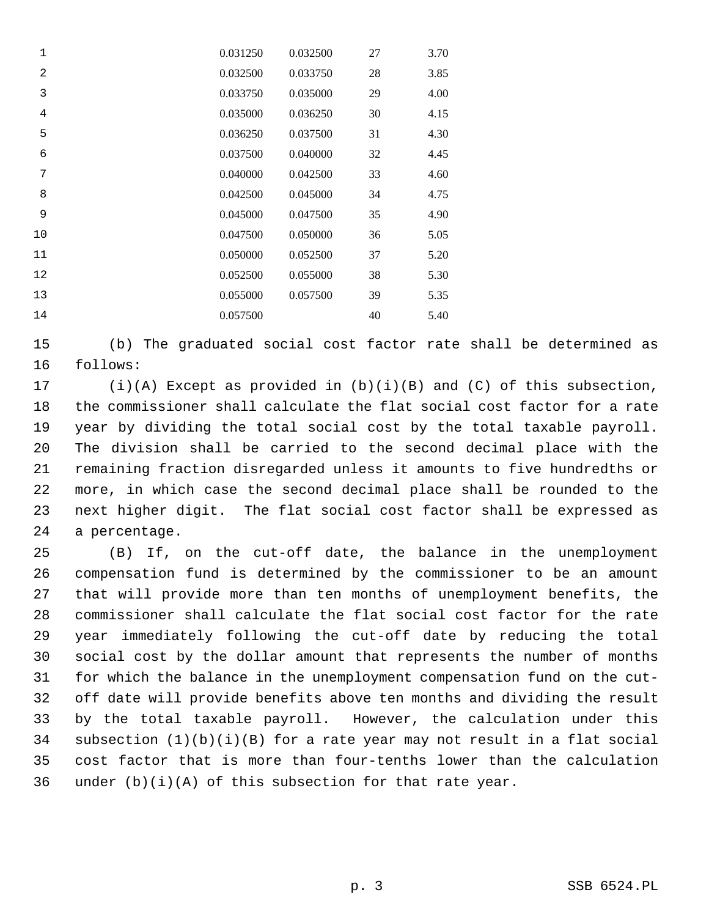| | | | |
|---|---|---|---|
| 0.031250 | 0.032500 | 27 | 3.70 |
| 0.032500 | 0.033750 | 28 | 3.85 |
| 0.033750 | 0.035000 | 29 | 4.00 |
| 0.035000 | 0.036250 | 30 | 4.15 |
| 0.036250 | 0.037500 | 31 | 4.30 |
| 0.037500 | 0.040000 | 32 | 4.45 |
| 0.040000 | 0.042500 | 33 | 4.60 |
| 0.042500 | 0.045000 | 34 | 4.75 |
| 0.045000 | 0.047500 | 35 | 4.90 |
| 0.047500 | 0.050000 | 36 | 5.05 |
| 0.050000 | 0.052500 | 37 | 5.20 |
| 0.052500 | 0.055000 | 38 | 5.30 |
| 0.055000 | 0.057500 | 39 | 5.35 |
| 0.057500 | | 40 | 5.40 |

(b) The graduated social cost factor rate shall be determined as follows:

(i)(A) Except as provided in (b)(i)(B) and (C) of this subsection, the commissioner shall calculate the flat social cost factor for a rate year by dividing the total social cost by the total taxable payroll. The division shall be carried to the second decimal place with the remaining fraction disregarded unless it amounts to five hundredths or more, in which case the second decimal place shall be rounded to the next higher digit. The flat social cost factor shall be expressed as a percentage.

(B) If, on the cut-off date, the balance in the unemployment compensation fund is determined by the commissioner to be an amount that will provide more than ten months of unemployment benefits, the commissioner shall calculate the flat social cost factor for the rate year immediately following the cut-off date by reducing the total social cost by the dollar amount that represents the number of months for which the balance in the unemployment compensation fund on the cut-off date will provide benefits above ten months and dividing the result by the total taxable payroll. However, the calculation under this subsection (1)(b)(i)(B) for a rate year may not result in a flat social cost factor that is more than four-tenths lower than the calculation under (b)(i)(A) of this subsection for that rate year.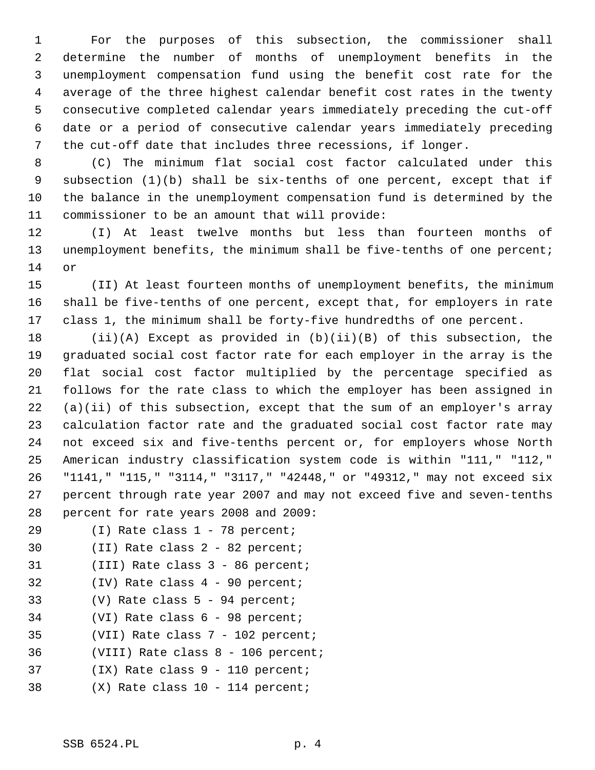For the purposes of this subsection, the commissioner shall determine the number of months of unemployment benefits in the unemployment compensation fund using the benefit cost rate for the average of the three highest calendar benefit cost rates in the twenty consecutive completed calendar years immediately preceding the cut-off date or a period of consecutive calendar years immediately preceding the cut-off date that includes three recessions, if longer.

(C) The minimum flat social cost factor calculated under this subsection (1)(b) shall be six-tenths of one percent, except that if the balance in the unemployment compensation fund is determined by the commissioner to be an amount that will provide:

(I) At least twelve months but less than fourteen months of unemployment benefits, the minimum shall be five-tenths of one percent; or

(II) At least fourteen months of unemployment benefits, the minimum shall be five-tenths of one percent, except that, for employers in rate class 1, the minimum shall be forty-five hundredths of one percent.

(ii)(A) Except as provided in (b)(ii)(B) of this subsection, the graduated social cost factor rate for each employer in the array is the flat social cost factor multiplied by the percentage specified as follows for the rate class to which the employer has been assigned in (a)(ii) of this subsection, except that the sum of an employer's array calculation factor rate and the graduated social cost factor rate may not exceed six and five-tenths percent or, for employers whose North American industry classification system code is within "111," "112," "1141," "115," "3114," "3117," "42448," or "49312," may not exceed six percent through rate year 2007 and may not exceed five and seven-tenths percent for rate years 2008 and 2009:

(I) Rate class 1 - 78 percent;

(II) Rate class 2 - 82 percent;

(III) Rate class 3 - 86 percent;

(IV) Rate class 4 - 90 percent;

(V) Rate class 5 - 94 percent;

(VI) Rate class 6 - 98 percent;

(VII) Rate class 7 - 102 percent;

(VIII) Rate class 8 - 106 percent;

(IX) Rate class 9 - 110 percent;

(X) Rate class 10 - 114 percent;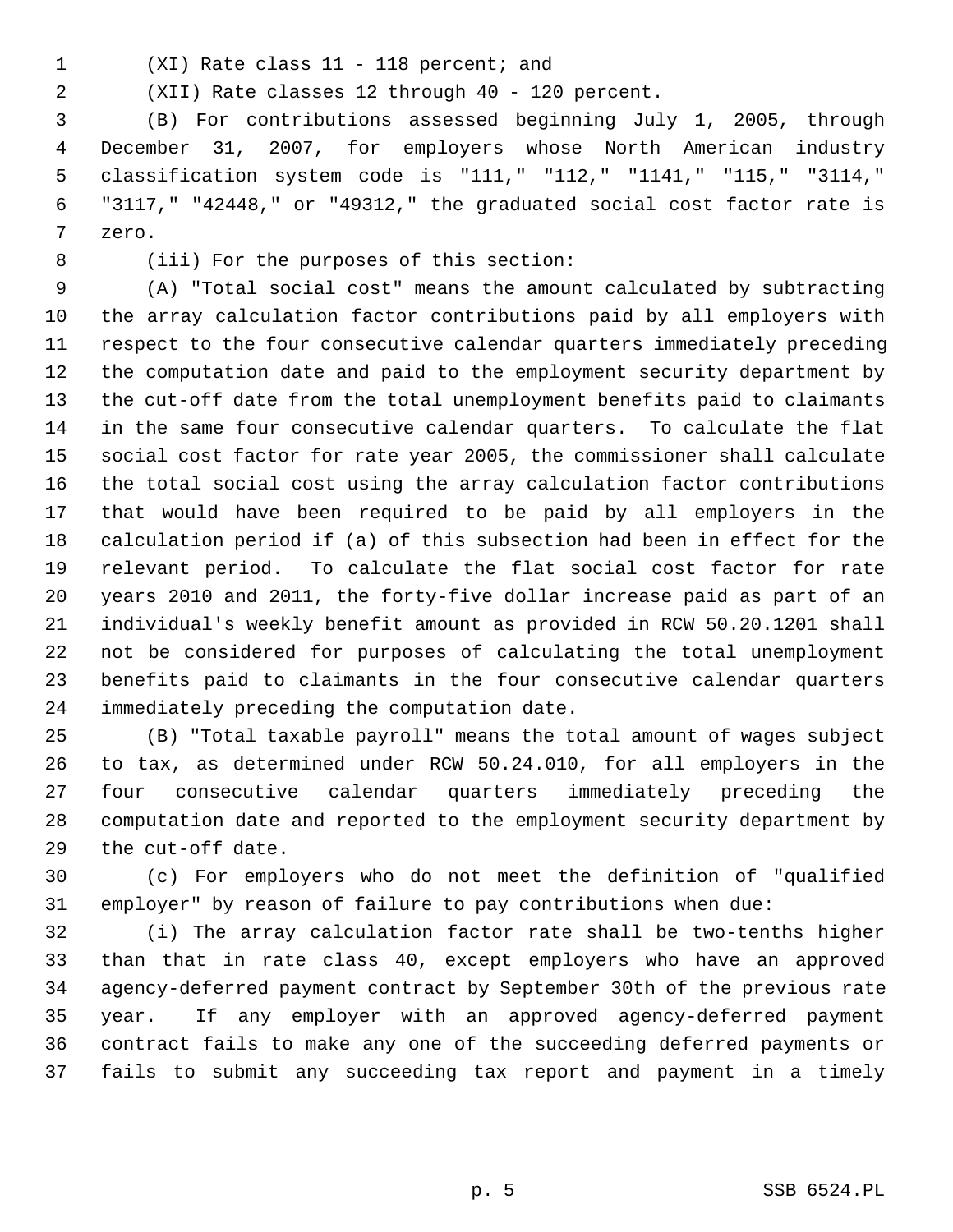(XI) Rate class 11 - 118 percent; and

(XII) Rate classes 12 through 40 - 120 percent.

(B) For contributions assessed beginning July 1, 2005, through December 31, 2007, for employers whose North American industry classification system code is "111," "112," "1141," "115," "3114," "3117," "42448," or "49312," the graduated social cost factor rate is zero.

(iii) For the purposes of this section:

(A) "Total social cost" means the amount calculated by subtracting the array calculation factor contributions paid by all employers with respect to the four consecutive calendar quarters immediately preceding the computation date and paid to the employment security department by the cut-off date from the total unemployment benefits paid to claimants in the same four consecutive calendar quarters. To calculate the flat social cost factor for rate year 2005, the commissioner shall calculate the total social cost using the array calculation factor contributions that would have been required to be paid by all employers in the calculation period if (a) of this subsection had been in effect for the relevant period. To calculate the flat social cost factor for rate years 2010 and 2011, the forty-five dollar increase paid as part of an individual's weekly benefit amount as provided in RCW 50.20.1201 shall not be considered for purposes of calculating the total unemployment benefits paid to claimants in the four consecutive calendar quarters immediately preceding the computation date.

(B) "Total taxable payroll" means the total amount of wages subject to tax, as determined under RCW 50.24.010, for all employers in the four consecutive calendar quarters immediately preceding the computation date and reported to the employment security department by the cut-off date.

(c) For employers who do not meet the definition of "qualified employer" by reason of failure to pay contributions when due:

(i) The array calculation factor rate shall be two-tenths higher than that in rate class 40, except employers who have an approved agency-deferred payment contract by September 30th of the previous rate year. If any employer with an approved agency-deferred payment contract fails to make any one of the succeeding deferred payments or fails to submit any succeeding tax report and payment in a timely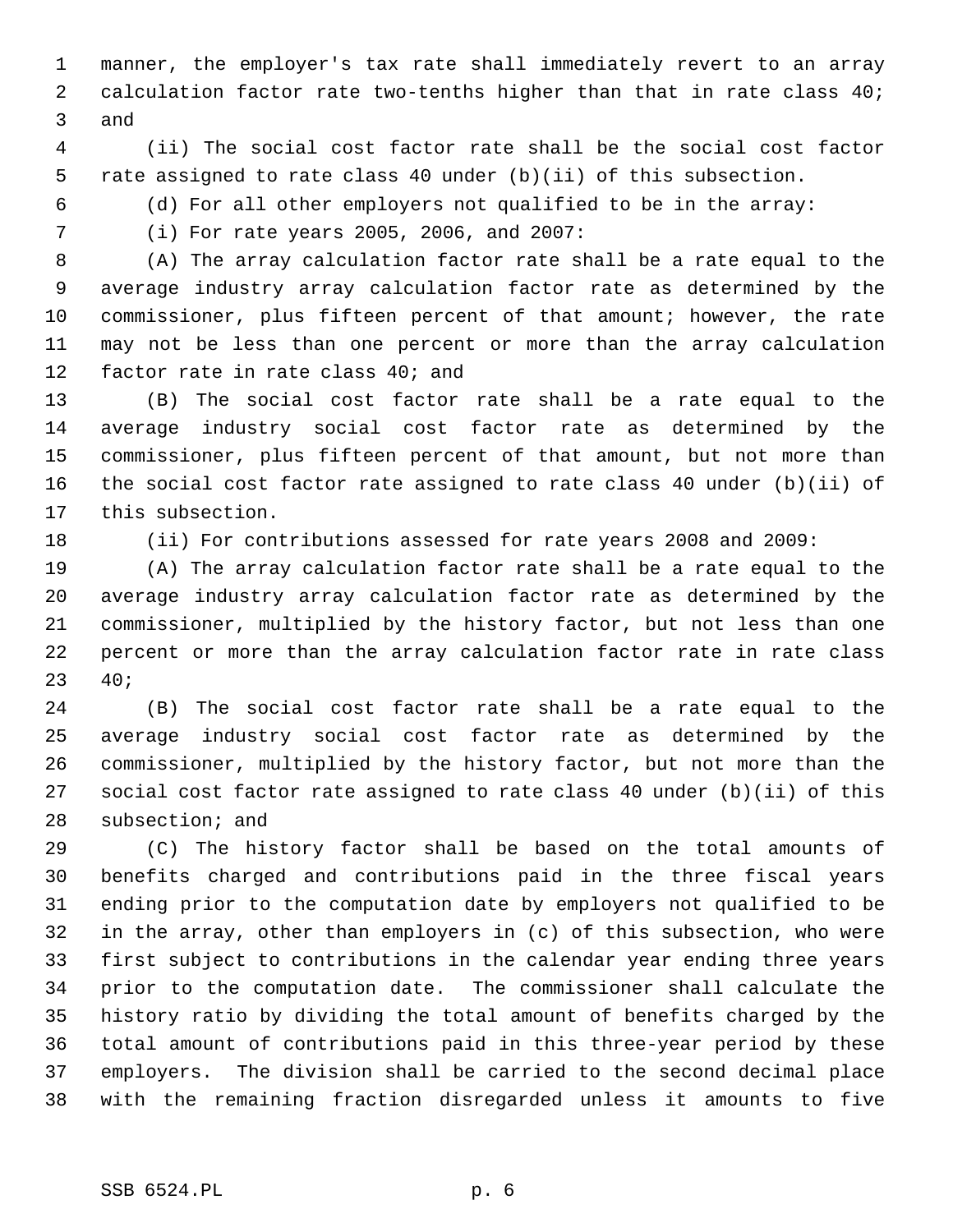manner, the employer's tax rate shall immediately revert to an array calculation factor rate two-tenths higher than that in rate class 40; and

(ii) The social cost factor rate shall be the social cost factor rate assigned to rate class 40 under (b)(ii) of this subsection.

(d) For all other employers not qualified to be in the array:

(i) For rate years 2005, 2006, and 2007:

(A) The array calculation factor rate shall be a rate equal to the average industry array calculation factor rate as determined by the commissioner, plus fifteen percent of that amount; however, the rate may not be less than one percent or more than the array calculation factor rate in rate class 40; and

(B) The social cost factor rate shall be a rate equal to the average industry social cost factor rate as determined by the commissioner, plus fifteen percent of that amount, but not more than the social cost factor rate assigned to rate class 40 under (b)(ii) of this subsection.

(ii) For contributions assessed for rate years 2008 and 2009:

(A) The array calculation factor rate shall be a rate equal to the average industry array calculation factor rate as determined by the commissioner, multiplied by the history factor, but not less than one percent or more than the array calculation factor rate in rate class 40;

(B) The social cost factor rate shall be a rate equal to the average industry social cost factor rate as determined by the commissioner, multiplied by the history factor, but not more than the social cost factor rate assigned to rate class 40 under (b)(ii) of this subsection; and

(C) The history factor shall be based on the total amounts of benefits charged and contributions paid in the three fiscal years ending prior to the computation date by employers not qualified to be in the array, other than employers in (c) of this subsection, who were first subject to contributions in the calendar year ending three years prior to the computation date. The commissioner shall calculate the history ratio by dividing the total amount of benefits charged by the total amount of contributions paid in this three-year period by these employers. The division shall be carried to the second decimal place with the remaining fraction disregarded unless it amounts to five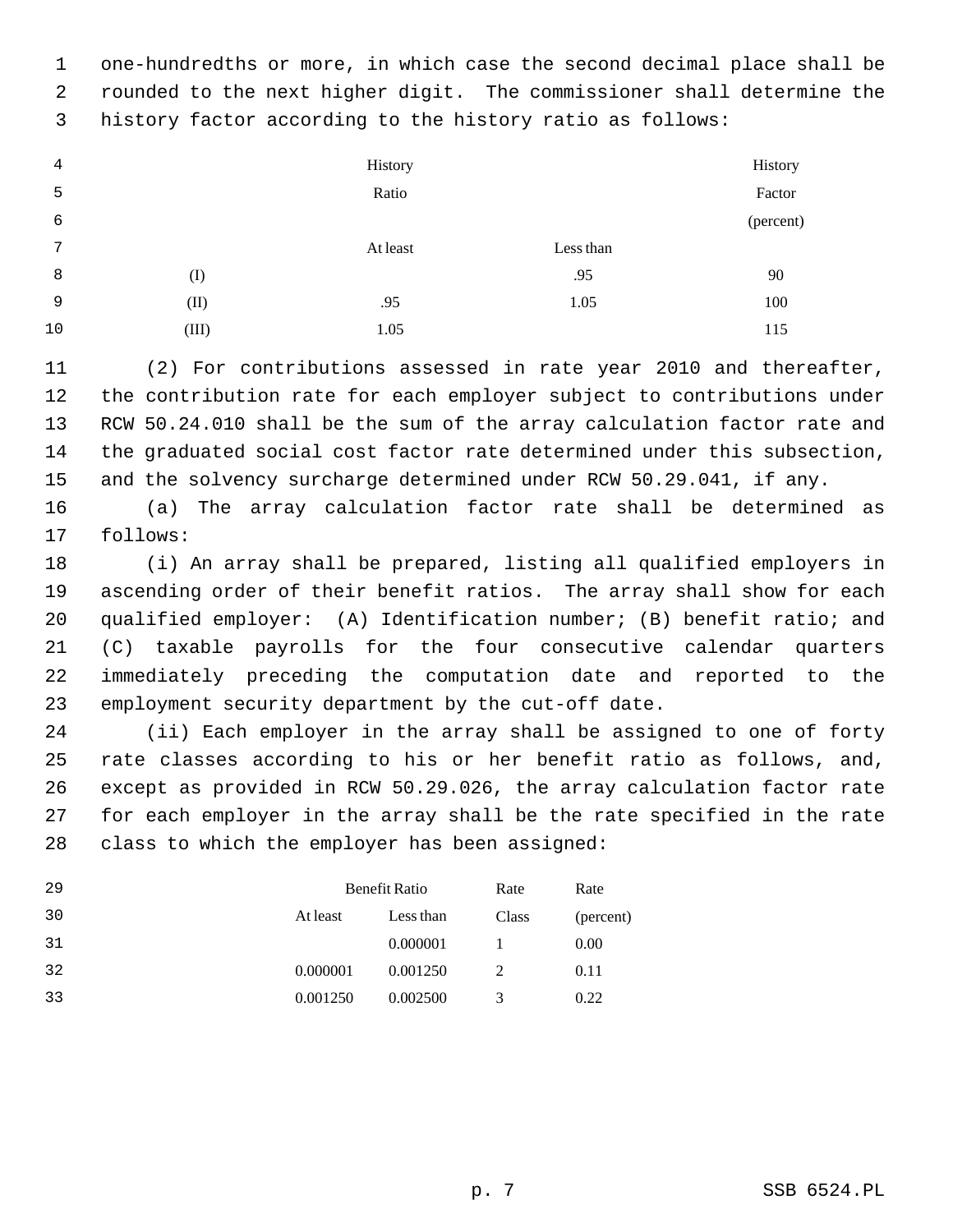one-hundredths or more, in which case the second decimal place shall be rounded to the next higher digit. The commissioner shall determine the history factor according to the history ratio as follows:

| | History Ratio | | History Factor (percent) |
|---|---|---|---|
| | At least | Less than | |
| (I) | | .95 | 90 |
| (II) | .95 | 1.05 | 100 |
| (III) | 1.05 | | 115 |

(2) For contributions assessed in rate year 2010 and thereafter, the contribution rate for each employer subject to contributions under RCW 50.24.010 shall be the sum of the array calculation factor rate and the graduated social cost factor rate determined under this subsection, and the solvency surcharge determined under RCW 50.29.041, if any.

(a) The array calculation factor rate shall be determined as follows:

(i) An array shall be prepared, listing all qualified employers in ascending order of their benefit ratios. The array shall show for each qualified employer: (A) Identification number; (B) benefit ratio; and (C) taxable payrolls for the four consecutive calendar quarters immediately preceding the computation date and reported to the employment security department by the cut-off date.

(ii) Each employer in the array shall be assigned to one of forty rate classes according to his or her benefit ratio as follows, and, except as provided in RCW 50.29.026, the array calculation factor rate for each employer in the array shall be the rate specified in the rate class to which the employer has been assigned:

| Benefit Ratio | | Rate | Rate |
|---|---|---|---|
| At least | Less than | Class | (percent) |
| | 0.000001 | 1 | 0.00 |
| 0.000001 | 0.001250 | 2 | 0.11 |
| 0.001250 | 0.002500 | 3 | 0.22 |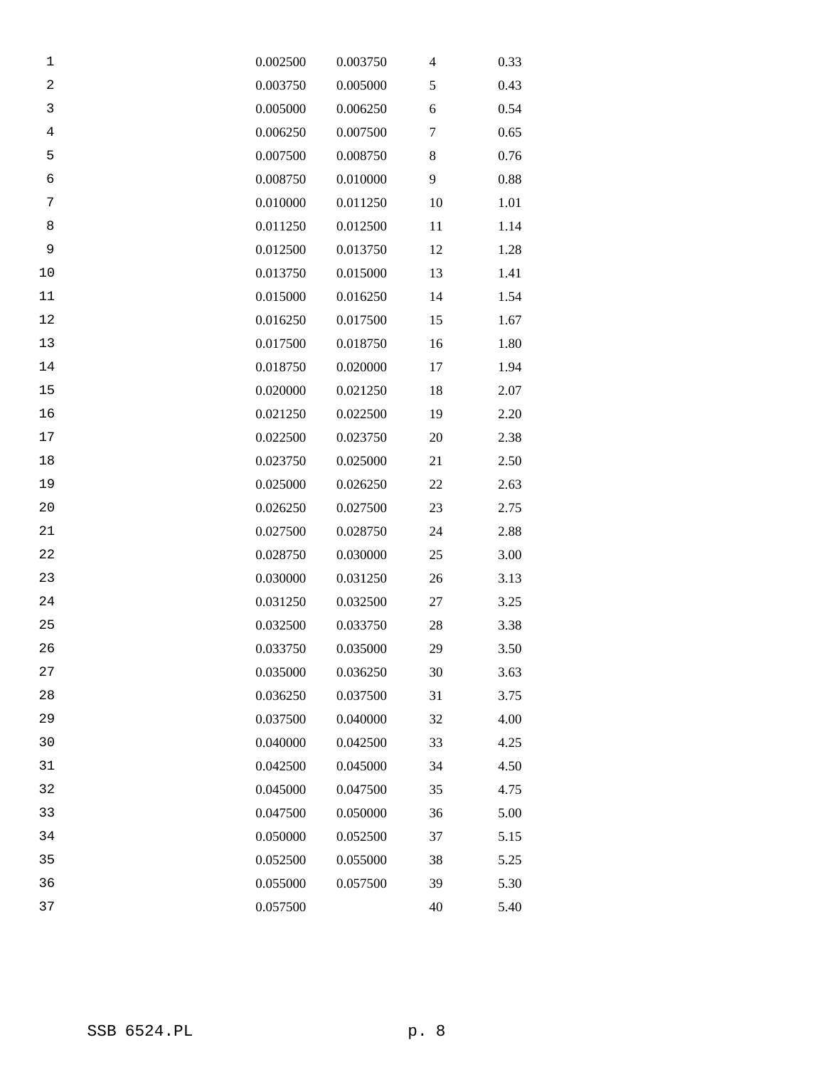| | | | |
|---|---|---|---|
| 0.002500 | 0.003750 | 4 | 0.33 |
| 0.003750 | 0.005000 | 5 | 0.43 |
| 0.005000 | 0.006250 | 6 | 0.54 |
| 0.006250 | 0.007500 | 7 | 0.65 |
| 0.007500 | 0.008750 | 8 | 0.76 |
| 0.008750 | 0.010000 | 9 | 0.88 |
| 0.010000 | 0.011250 | 10 | 1.01 |
| 0.011250 | 0.012500 | 11 | 1.14 |
| 0.012500 | 0.013750 | 12 | 1.28 |
| 0.013750 | 0.015000 | 13 | 1.41 |
| 0.015000 | 0.016250 | 14 | 1.54 |
| 0.016250 | 0.017500 | 15 | 1.67 |
| 0.017500 | 0.018750 | 16 | 1.80 |
| 0.018750 | 0.020000 | 17 | 1.94 |
| 0.020000 | 0.021250 | 18 | 2.07 |
| 0.021250 | 0.022500 | 19 | 2.20 |
| 0.022500 | 0.023750 | 20 | 2.38 |
| 0.023750 | 0.025000 | 21 | 2.50 |
| 0.025000 | 0.026250 | 22 | 2.63 |
| 0.026250 | 0.027500 | 23 | 2.75 |
| 0.027500 | 0.028750 | 24 | 2.88 |
| 0.028750 | 0.030000 | 25 | 3.00 |
| 0.030000 | 0.031250 | 26 | 3.13 |
| 0.031250 | 0.032500 | 27 | 3.25 |
| 0.032500 | 0.033750 | 28 | 3.38 |
| 0.033750 | 0.035000 | 29 | 3.50 |
| 0.035000 | 0.036250 | 30 | 3.63 |
| 0.036250 | 0.037500 | 31 | 3.75 |
| 0.037500 | 0.040000 | 32 | 4.00 |
| 0.040000 | 0.042500 | 33 | 4.25 |
| 0.042500 | 0.045000 | 34 | 4.50 |
| 0.045000 | 0.047500 | 35 | 4.75 |
| 0.047500 | 0.050000 | 36 | 5.00 |
| 0.050000 | 0.052500 | 37 | 5.15 |
| 0.052500 | 0.055000 | 38 | 5.25 |
| 0.055000 | 0.057500 | 39 | 5.30 |
| 0.057500 | | 40 | 5.40 |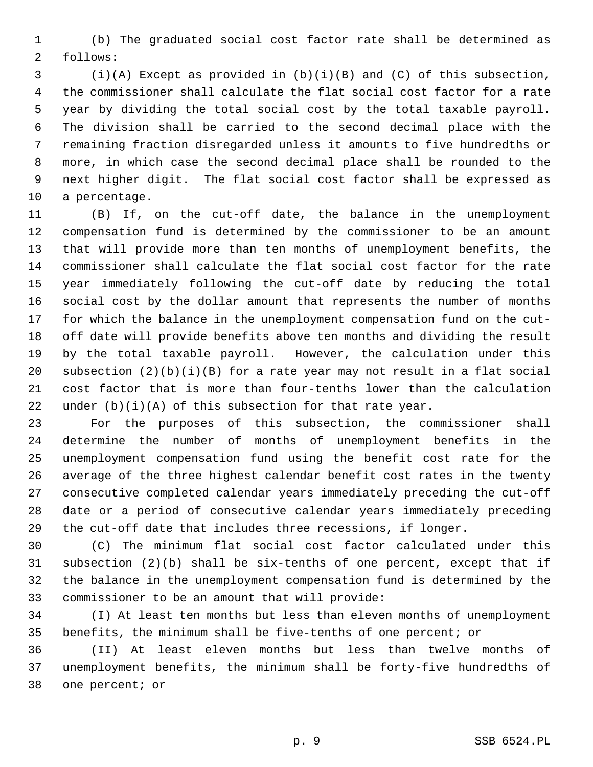(b) The graduated social cost factor rate shall be determined as follows:

(i)(A) Except as provided in (b)(i)(B) and (C) of this subsection, the commissioner shall calculate the flat social cost factor for a rate year by dividing the total social cost by the total taxable payroll. The division shall be carried to the second decimal place with the remaining fraction disregarded unless it amounts to five hundredths or more, in which case the second decimal place shall be rounded to the next higher digit. The flat social cost factor shall be expressed as a percentage.

(B) If, on the cut-off date, the balance in the unemployment compensation fund is determined by the commissioner to be an amount that will provide more than ten months of unemployment benefits, the commissioner shall calculate the flat social cost factor for the rate year immediately following the cut-off date by reducing the total social cost by the dollar amount that represents the number of months for which the balance in the unemployment compensation fund on the cut-off date will provide benefits above ten months and dividing the result by the total taxable payroll. However, the calculation under this subsection (2)(b)(i)(B) for a rate year may not result in a flat social cost factor that is more than four-tenths lower than the calculation under (b)(i)(A) of this subsection for that rate year.

For the purposes of this subsection, the commissioner shall determine the number of months of unemployment benefits in the unemployment compensation fund using the benefit cost rate for the average of the three highest calendar benefit cost rates in the twenty consecutive completed calendar years immediately preceding the cut-off date or a period of consecutive calendar years immediately preceding the cut-off date that includes three recessions, if longer.

(C) The minimum flat social cost factor calculated under this subsection (2)(b) shall be six-tenths of one percent, except that if the balance in the unemployment compensation fund is determined by the commissioner to be an amount that will provide:

(I) At least ten months but less than eleven months of unemployment benefits, the minimum shall be five-tenths of one percent; or

(II) At least eleven months but less than twelve months of unemployment benefits, the minimum shall be forty-five hundredths of one percent; or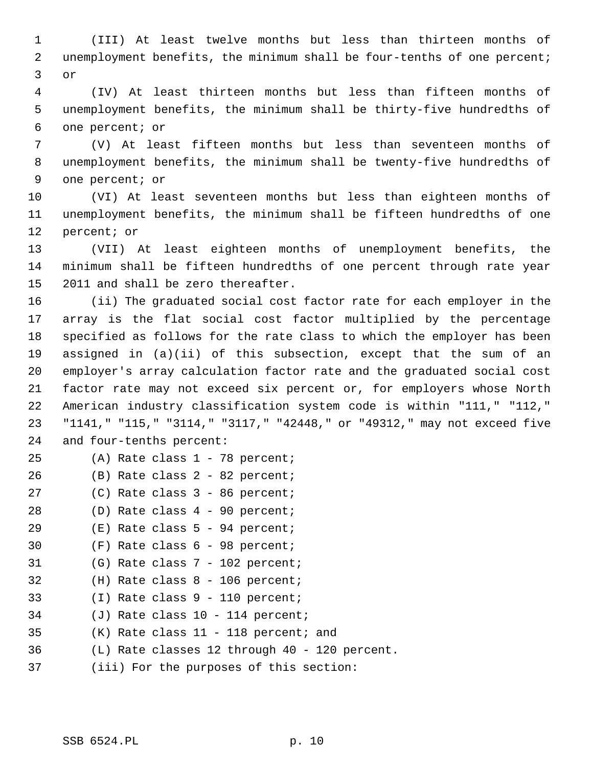(III) At least twelve months but less than thirteen months of unemployment benefits, the minimum shall be four-tenths of one percent; or

(IV) At least thirteen months but less than fifteen months of unemployment benefits, the minimum shall be thirty-five hundredths of one percent; or

(V) At least fifteen months but less than seventeen months of unemployment benefits, the minimum shall be twenty-five hundredths of one percent; or

(VI) At least seventeen months but less than eighteen months of unemployment benefits, the minimum shall be fifteen hundredths of one percent; or

(VII) At least eighteen months of unemployment benefits, the minimum shall be fifteen hundredths of one percent through rate year 2011 and shall be zero thereafter.

(ii) The graduated social cost factor rate for each employer in the array is the flat social cost factor multiplied by the percentage specified as follows for the rate class to which the employer has been assigned in (a)(ii) of this subsection, except that the sum of an employer's array calculation factor rate and the graduated social cost factor rate may not exceed six percent or, for employers whose North American industry classification system code is within "111," "112," "1141," "115," "3114," "3117," "42448," or "49312," may not exceed five and four-tenths percent:

(A) Rate class 1 - 78 percent;

(B) Rate class 2 - 82 percent;

(C) Rate class 3 - 86 percent;

(D) Rate class 4 - 90 percent;

(E) Rate class 5 - 94 percent;

(F) Rate class 6 - 98 percent;

(G) Rate class 7 - 102 percent;

(H) Rate class 8 - 106 percent;

(I) Rate class 9 - 110 percent;

(J) Rate class 10 - 114 percent;

(K) Rate class 11 - 118 percent; and

(L) Rate classes 12 through 40 - 120 percent.

(iii) For the purposes of this section: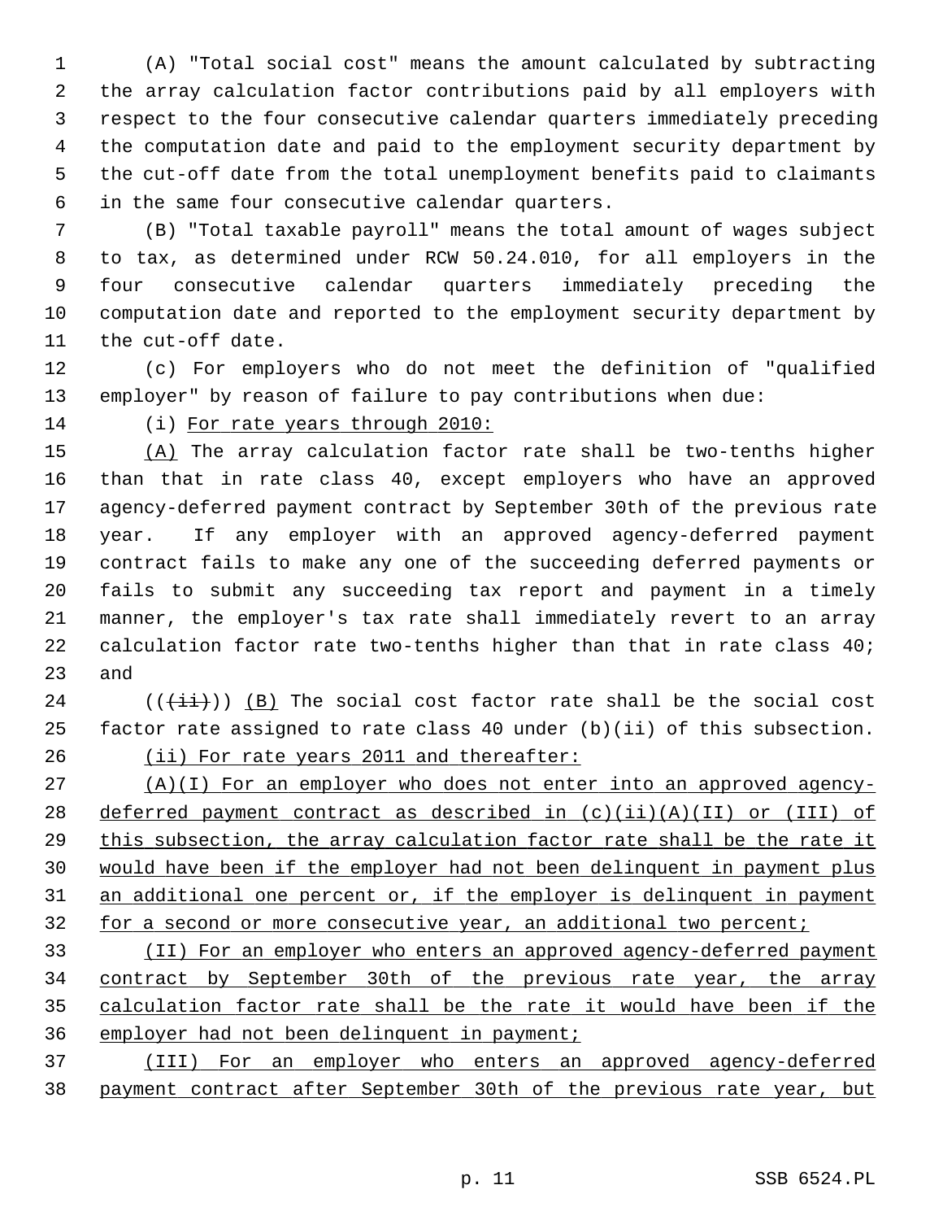(A) "Total social cost" means the amount calculated by subtracting the array calculation factor contributions paid by all employers with respect to the four consecutive calendar quarters immediately preceding the computation date and paid to the employment security department by the cut-off date from the total unemployment benefits paid to claimants in the same four consecutive calendar quarters.

(B) "Total taxable payroll" means the total amount of wages subject to tax, as determined under RCW 50.24.010, for all employers in the four consecutive calendar quarters immediately preceding the computation date and reported to the employment security department by the cut-off date.

(c) For employers who do not meet the definition of "qualified employer" by reason of failure to pay contributions when due:

(i) <u>For rate years through 2010:</u>

<u>(A)</u> The array calculation factor rate shall be two-tenths higher than that in rate class 40, except employers who have an approved agency-deferred payment contract by September 30th of the previous rate year. If any employer with an approved agency-deferred payment contract fails to make any one of the succeeding deferred payments or fails to submit any succeeding tax report and payment in a timely manner, the employer's tax rate shall immediately revert to an array calculation factor rate two-tenths higher than that in rate class 40; and

((~~(ii)~~)) <u>(B)</u> The social cost factor rate shall be the social cost factor rate assigned to rate class 40 under (b)(ii) of this subsection.

<u>(ii) For rate years 2011 and thereafter:</u>

<u>(A)(I) For an employer who does not enter into an approved agency-deferred payment contract as described in (c)(ii)(A)(II) or (III) of this subsection, the array calculation factor rate shall be the rate it would have been if the employer had not been delinquent in payment plus an additional one percent or, if the employer is delinquent in payment for a second or more consecutive year, an additional two percent;</u>

<u>(II) For an employer who enters an approved agency-deferred payment contract by September 30th of the previous rate year, the array calculation factor rate shall be the rate it would have been if the employer had not been delinquent in payment;</u>

<u>(III) For an employer who enters an approved agency-deferred payment contract after September 30th of the previous rate year, but</u>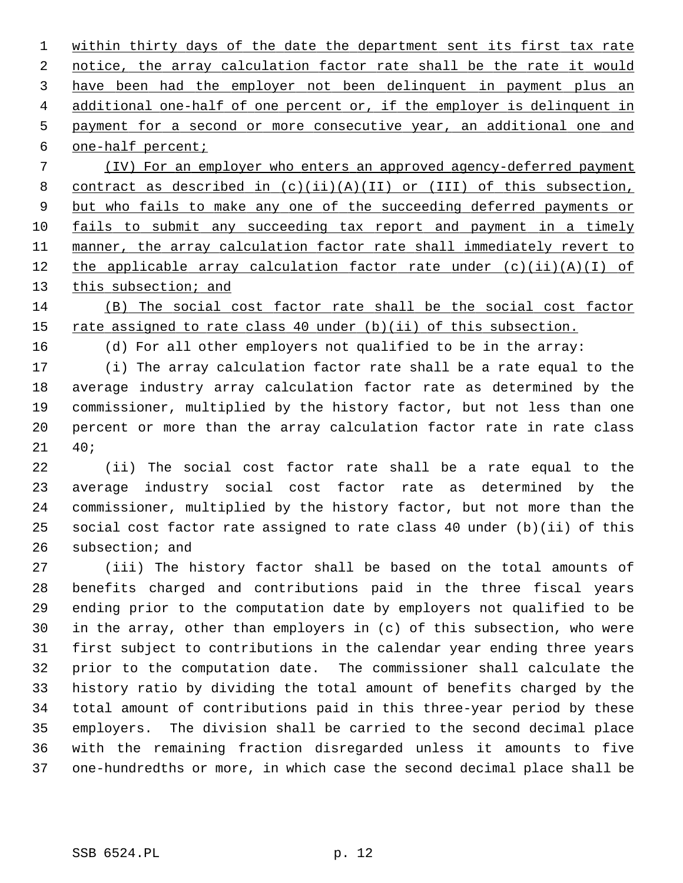within thirty days of the date the department sent its first tax rate notice, the array calculation factor rate shall be the rate it would have been had the employer not been delinquent in payment plus an additional one-half of one percent or, if the employer is delinquent in payment for a second or more consecutive year, an additional one and one-half percent;

(IV) For an employer who enters an approved agency-deferred payment contract as described in (c)(ii)(A)(II) or (III) of this subsection, but who fails to make any one of the succeeding deferred payments or fails to submit any succeeding tax report and payment in a timely manner, the array calculation factor rate shall immediately revert to the applicable array calculation factor rate under (c)(ii)(A)(I) of this subsection; and

(B) The social cost factor rate shall be the social cost factor rate assigned to rate class 40 under (b)(ii) of this subsection.

(d) For all other employers not qualified to be in the array:

(i) The array calculation factor rate shall be a rate equal to the average industry array calculation factor rate as determined by the commissioner, multiplied by the history factor, but not less than one percent or more than the array calculation factor rate in rate class 40;

(ii) The social cost factor rate shall be a rate equal to the average industry social cost factor rate as determined by the commissioner, multiplied by the history factor, but not more than the social cost factor rate assigned to rate class 40 under (b)(ii) of this subsection; and

(iii) The history factor shall be based on the total amounts of benefits charged and contributions paid in the three fiscal years ending prior to the computation date by employers not qualified to be in the array, other than employers in (c) of this subsection, who were first subject to contributions in the calendar year ending three years prior to the computation date. The commissioner shall calculate the history ratio by dividing the total amount of benefits charged by the total amount of contributions paid in this three-year period by these employers. The division shall be carried to the second decimal place with the remaining fraction disregarded unless it amounts to five one-hundredths or more, in which case the second decimal place shall be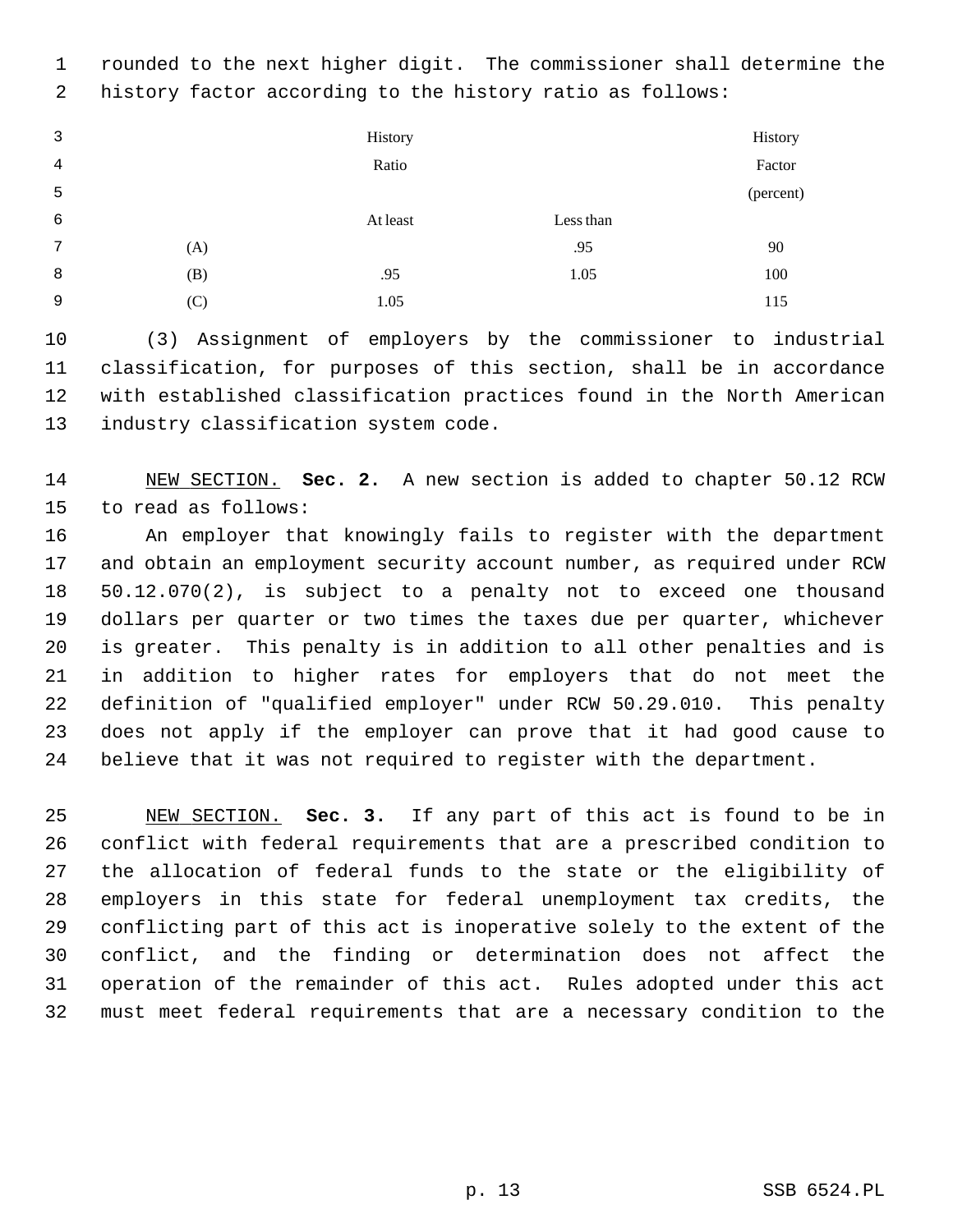rounded to the next higher digit. The commissioner shall determine the history factor according to the history ratio as follows:

| | History Ratio | | History Factor (percent) |
|---|---|---|---|
| | At least | Less than | |
| (A) | | .95 | 90 |
| (B) | .95 | 1.05 | 100 |
| (C) | 1.05 | | 115 |

(3) Assignment of employers by the commissioner to industrial classification, for purposes of this section, shall be in accordance with established classification practices found in the North American industry classification system code.

NEW SECTION. **Sec. 2.** A new section is added to chapter 50.12 RCW to read as follows:

An employer that knowingly fails to register with the department and obtain an employment security account number, as required under RCW 50.12.070(2), is subject to a penalty not to exceed one thousand dollars per quarter or two times the taxes due per quarter, whichever is greater. This penalty is in addition to all other penalties and is in addition to higher rates for employers that do not meet the definition of "qualified employer" under RCW 50.29.010. This penalty does not apply if the employer can prove that it had good cause to believe that it was not required to register with the department.

NEW SECTION. **Sec. 3.** If any part of this act is found to be in conflict with federal requirements that are a prescribed condition to the allocation of federal funds to the state or the eligibility of employers in this state for federal unemployment tax credits, the conflicting part of this act is inoperative solely to the extent of the conflict, and the finding or determination does not affect the operation of the remainder of this act. Rules adopted under this act must meet federal requirements that are a necessary condition to the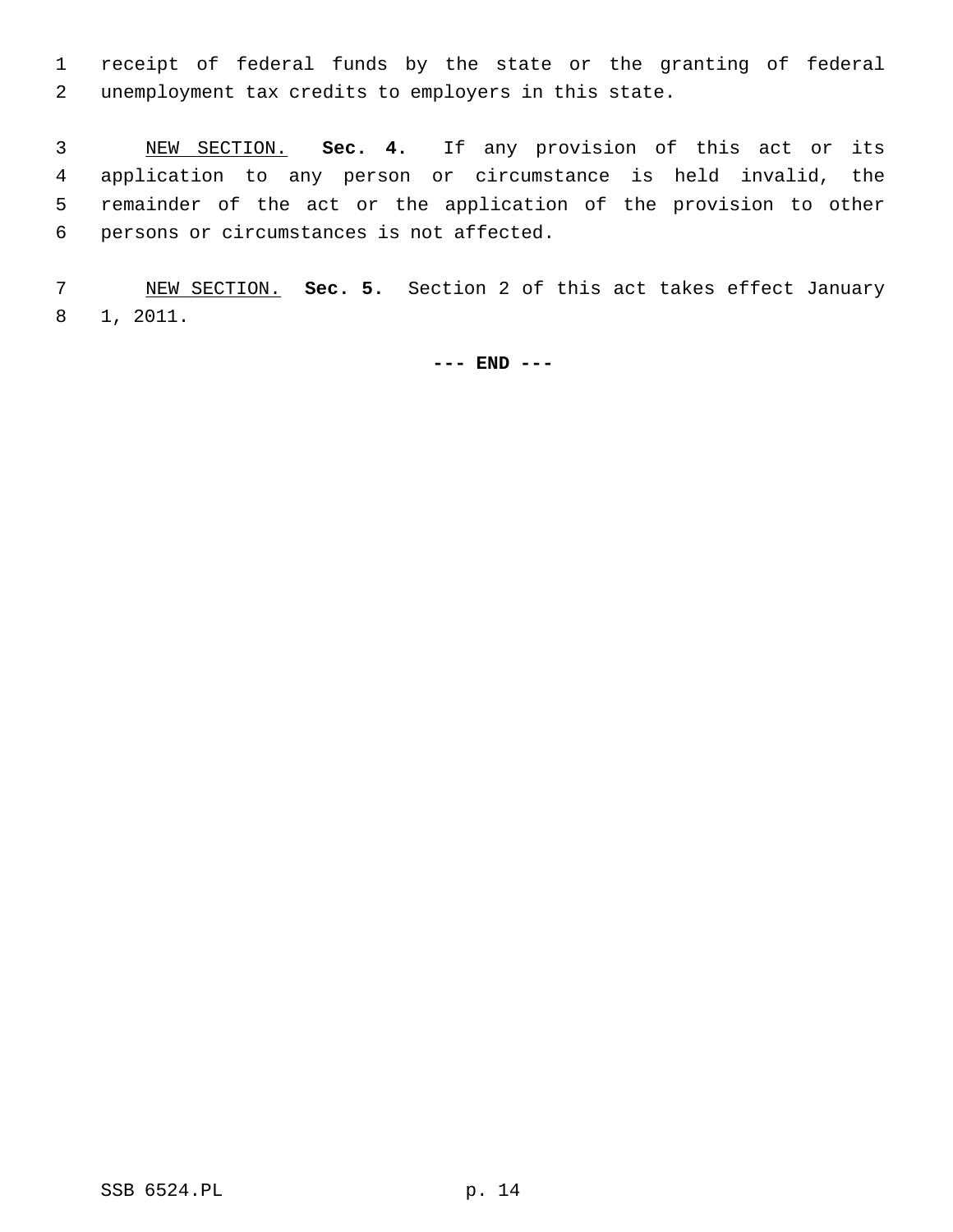receipt of federal funds by the state or the granting of federal unemployment tax credits to employers in this state.

NEW SECTION. **Sec. 4.** If any provision of this act or its application to any person or circumstance is held invalid, the remainder of the act or the application of the provision to other persons or circumstances is not affected.

NEW SECTION. **Sec. 5.** Section 2 of this act takes effect January 1, 2011.

**--- END ---**